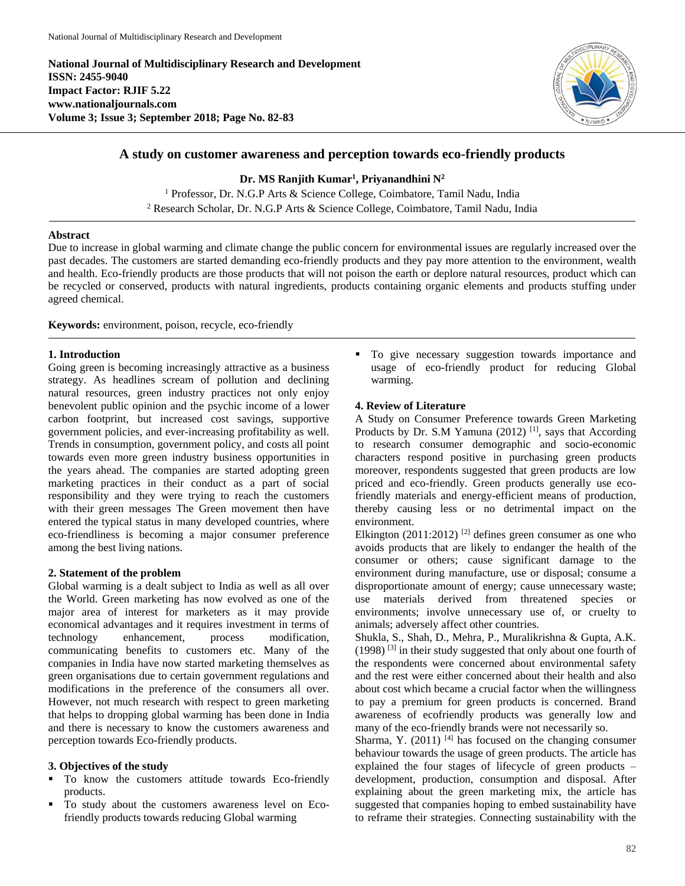National Journal of Multidisciplinary Research and Development
ISSN: 2455-9040
Impact Factor: RJIF 5.22
www.nationaljournals.com
Volume 3; Issue 3; September 2018; Page No. 82-83

# A study on customer awareness and perception towards eco-friendly products

**Dr. MS Ranjith Kumar[1], Priyanandhini N[2]**

[1] Professor, Dr. N.G.P Arts & Science College, Coimbatore, Tamil Nadu, India
[2] Research Scholar, Dr. N.G.P Arts & Science College, Coimbatore, Tamil Nadu, India

## Abstract

Due to increase in global warming and climate change the public concern for environmental issues are regularly increased over the past decades. The customers are started demanding eco-friendly products and they pay more attention to the environment, wealth and health. Eco-friendly products are those products that will not poison the earth or deplore natural resources, product which can be recycled or conserved, products with natural ingredients, products containing organic elements and products stuffing under agreed chemical.

**Keywords:** environment, poison, recycle, eco-friendly

## 1. Introduction

Going green is becoming increasingly attractive as a business strategy. As headlines scream of pollution and declining natural resources, green industry practices not only enjoy benevolent public opinion and the psychic income of a lower carbon footprint, but increased cost savings, supportive government policies, and ever-increasing profitability as well. Trends in consumption, government policy, and costs all point towards even more green industry business opportunities in the years ahead. The companies are started adopting green marketing practices in their conduct as a part of social responsibility and they were trying to reach the customers with their green messages The Green movement then have entered the typical status in many developed countries, where eco-friendliness is becoming a major consumer preference among the best living nations.

## 2. Statement of the problem

Global warming is a dealt subject to India as well as all over the World. Green marketing has now evolved as one of the major area of interest for marketers as it may provide economical advantages and it requires investment in terms of technology enhancement, process modification, communicating benefits to customers etc. Many of the companies in India have now started marketing themselves as green organisations due to certain government regulations and modifications in the preference of the consumers all over. However, not much research with respect to green marketing that helps to dropping global warming has been done in India and there is necessary to know the customers awareness and perception towards Eco-friendly products.

## 3. Objectives of the study

- To know the customers attitude towards Eco-friendly products.
- To study about the customers awareness level on Eco-friendly products towards reducing Global warming
- To give necessary suggestion towards importance and usage of eco-friendly product for reducing Global warming.

## 4. Review of Literature

A Study on Consumer Preference towards Green Marketing Products by Dr. S.M Yamuna (2012) [1], says that According to research consumer demographic and socio-economic characters respond positive in purchasing green products moreover, respondents suggested that green products are low priced and eco-friendly. Green products generally use eco-friendly materials and energy-efficient means of production, thereby causing less or no detrimental impact on the environment.

Elkington (2011:2012) [2] defines green consumer as one who avoids products that are likely to endanger the health of the consumer or others; cause significant damage to the environment during manufacture, use or disposal; consume a disproportionate amount of energy; cause unnecessary waste; use materials derived from threatened species or environments; involve unnecessary use of, or cruelty to animals; adversely affect other countries.

Shukla, S., Shah, D., Mehra, P., Muralikrishna & Gupta, A.K. (1998) [3] in their study suggested that only about one fourth of the respondents were concerned about environmental safety and the rest were either concerned about their health and also about cost which became a crucial factor when the willingness to pay a premium for green products is concerned. Brand awareness of ecofriendly products was generally low and many of the eco-friendly brands were not necessarily so.

Sharma, Y. (2011) [4] has focused on the changing consumer behaviour towards the usage of green products. The article has explained the four stages of lifecycle of green products – development, production, consumption and disposal. After explaining about the green marketing mix, the article has suggested that companies hoping to embed sustainability have to reframe their strategies. Connecting sustainability with the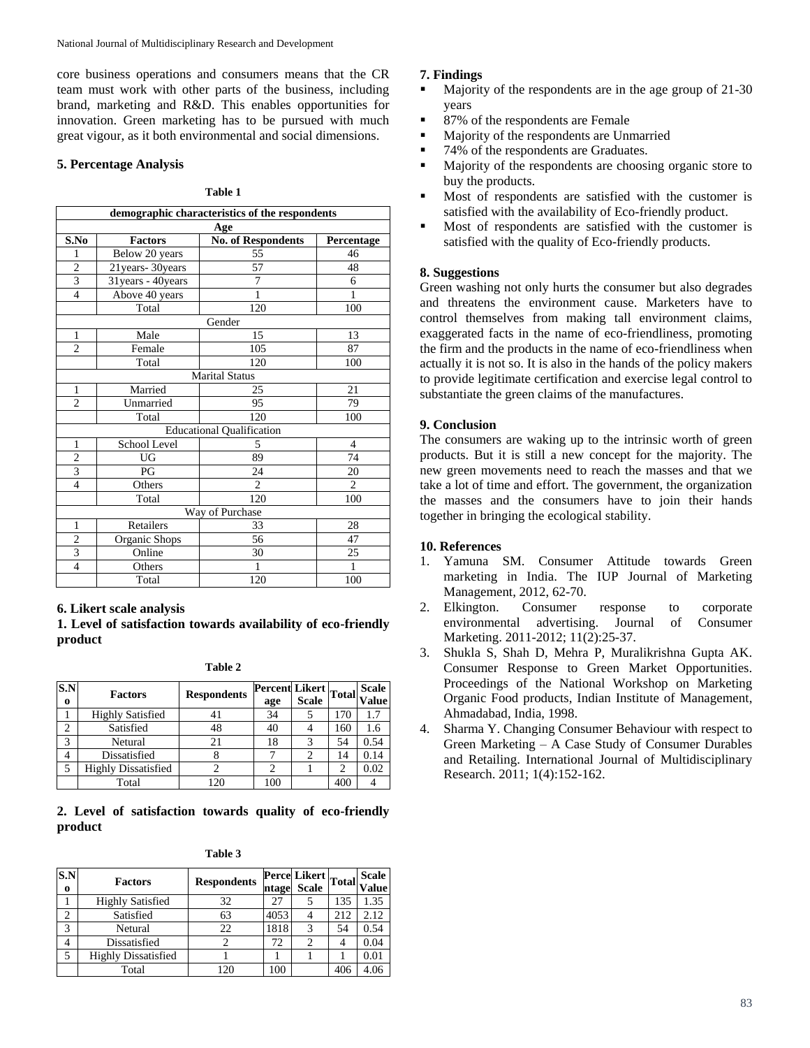core business operations and consumers means that the CR team must work with other parts of the business, including brand, marketing and R&D. This enables opportunities for innovation. Green marketing has to be pursued with much great vigour, as it both environmental and social dimensions.

## 5. Percentage Analysis

**Table 1**

| demographic characteristics of the respondents | | | |
|---|---|---|---|
| **Age** | | | |
| **S.No** | **Factors** | **No. of Respondents** | **Percentage** |
| 1 | Below 20 years | 55 | 46 |
| 2 | 21years- 30years | 57 | 48 |
| 3 | 31years - 40years | 7 | 6 |
| 4 | Above 40 years | 1 | 1 |
| | Total | 120 | 100 |
| Gender | | | |
| 1 | Male | 15 | 13 |
| 2 | Female | 105 | 87 |
| | Total | 120 | 100 |
| Marital Status | | | |
| 1 | Married | 25 | 21 |
| 2 | Unmarried | 95 | 79 |
| | Total | 120 | 100 |
| Educational Qualification | | | |
| 1 | School Level | 5 | 4 |
| 2 | UG | 89 | 74 |
| 3 | PG | 24 | 20 |
| 4 | Others | 2 | 2 |
| | Total | 120 | 100 |
| Way of Purchase | | | |
| 1 | Retailers | 33 | 28 |
| 2 | Organic Shops | 56 | 47 |
| 3 | Online | 30 | 25 |
| 4 | Others | 1 | 1 |
| | Total | 120 | 100 |

## 6. Likert scale analysis

### 1. Level of satisfaction towards availability of eco-friendly product

**Table 2**

| S.No | Factors | Respondents | Percentage | Likert Scale | Total | Scale Value |
|---|---|---|---|---|---|---|
| 1 | Highly Satisfied | 41 | 34 | 5 | 170 | 1.7 |
| 2 | Satisfied | 48 | 40 | 4 | 160 | 1.6 |
| 3 | Netural | 21 | 18 | 3 | 54 | 0.54 |
| 4 | Dissatisfied | 8 | 7 | 2 | 14 | 0.14 |
| 5 | Highly Dissatisfied | 2 | 2 | 1 | 2 | 0.02 |
| | Total | 120 | 100 | | 400 | 4 |

### 2. Level of satisfaction towards quality of eco-friendly product

**Table 3**

| S.No | Factors | Respondents | Percentage | Likert Scale | Total | Scale Value |
|---|---|---|---|---|---|---|
| 1 | Highly Satisfied | 32 | 27 | 5 | 135 | 1.35 |
| 2 | Satisfied | 63 | 4053 | 4 | 212 | 2.12 |
| 3 | Netural | 22 | 1818 | 3 | 54 | 0.54 |
| 4 | Dissatisfied | 2 | 72 | 2 | 4 | 0.04 |
| 5 | Highly Dissatisfied | 1 | 1 | 1 | 1 | 0.01 |
| | Total | 120 | 100 | | 406 | 4.06 |

## 7. Findings

- Majority of the respondents are in the age group of 21-30 years
- 87% of the respondents are Female
- Majority of the respondents are Unmarried
- 74% of the respondents are Graduates.
- Majority of the respondents are choosing organic store to buy the products.
- Most of respondents are satisfied with the customer is satisfied with the availability of Eco-friendly product.
- Most of respondents are satisfied with the customer is satisfied with the quality of Eco-friendly products.

## 8. Suggestions

Green washing not only hurts the consumer but also degrades and threatens the environment cause. Marketers have to control themselves from making tall environment claims, exaggerated facts in the name of eco-friendliness, promoting the firm and the products in the name of eco-friendliness when actually it is not so. It is also in the hands of the policy makers to provide legitimate certification and exercise legal control to substantiate the green claims of the manufactures.

## 9. Conclusion

The consumers are waking up to the intrinsic worth of green products. But it is still a new concept for the majority. The new green movements need to reach the masses and that we take a lot of time and effort. The government, the organization the masses and the consumers have to join their hands together in bringing the ecological stability.

## 10. References

1. Yamuna SM. Consumer Attitude towards Green marketing in India. The IUP Journal of Marketing Management, 2012, 62-70.
2. Elkington. Consumer response to corporate environmental advertising. Journal of Consumer Marketing. 2011-2012; 11(2):25-37.
3. Shukla S, Shah D, Mehra P, Muralikrishna Gupta AK. Consumer Response to Green Market Opportunities. Proceedings of the National Workshop on Marketing Organic Food products, Indian Institute of Management, Ahmadabad, India, 1998.
4. Sharma Y. Changing Consumer Behaviour with respect to Green Marketing – A Case Study of Consumer Durables and Retailing. International Journal of Multidisciplinary Research. 2011; 1(4):152-162.